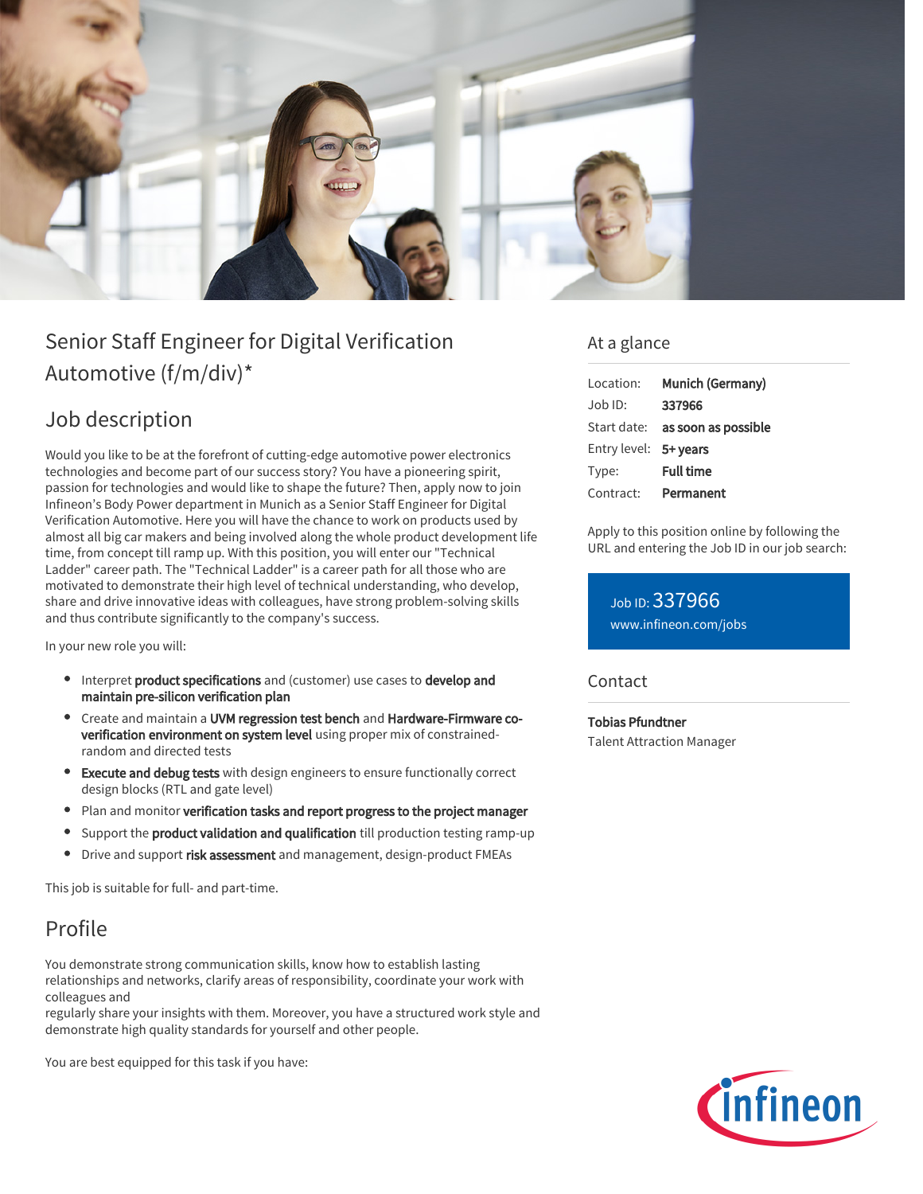# Senior Staff Engineer for Digital Verification Automotive (f/m/div)*

## Job description

Would you like to be at the forefront of cutting-edge automotive power electronics technologies and become part of our success story? You have a pioneering spirit, passion for technologies and would like to shape the future? Then, apply now to join Infineon's Body Power department in Munich as a Senior Staff Engineer for Digital Verification Automotive. Here you will have the chance to work on products used by almost all big car makers and being involved along the whole product development life time, from concept till ramp up. With this position, you will enter our "Technical Ladder" career path. The "Technical Ladder" is a career path for all those who are motivated to demonstrate their high level of technical understanding, who develop, share and drive innovative ideas with colleagues, have strong problem-solving skills and thus contribute significantly to the company's success.

In your new role you will:

- Interpret **product specifications** and (customer) use cases to **develop and maintain pre-silicon verification plan**
- Create and maintain a **UVM regression test bench** and **Hardware-Firmware co-verification environment on system level** using proper mix of constrained-random and directed tests
- **Execute and debug tests** with design engineers to ensure functionally correct design blocks (RTL and gate level)
- Plan and monitor **verification tasks and report progress to the project manager**
- Support the **product validation and qualification** till production testing ramp-up
- Drive and support **risk assessment** and management, design-product FMEAs

This job is suitable for full- and part-time.

## Profile

You demonstrate strong communication skills, know how to establish lasting relationships and networks, clarify areas of responsibility, coordinate your work with colleagues and
regularly share your insights with them. Moreover, you have a structured work style and demonstrate high quality standards for yourself and other people.

You are best equipped for this task if you have:

## At a glance

| | |
|---|---|
| Location: | **Munich (Germany)** |
| Job ID: | **337966** |
| Start date: | **as soon as possible** |
| Entry level: | **5+ years** |
| Type: | **Full time** |
| Contract: | **Permanent** |

Apply to this position online by following the URL and entering the Job ID in our job search:

Job ID: 337966
www.infineon.com/jobs

## Contact

**Tobias Pfundtner**
Talent Attraction Manager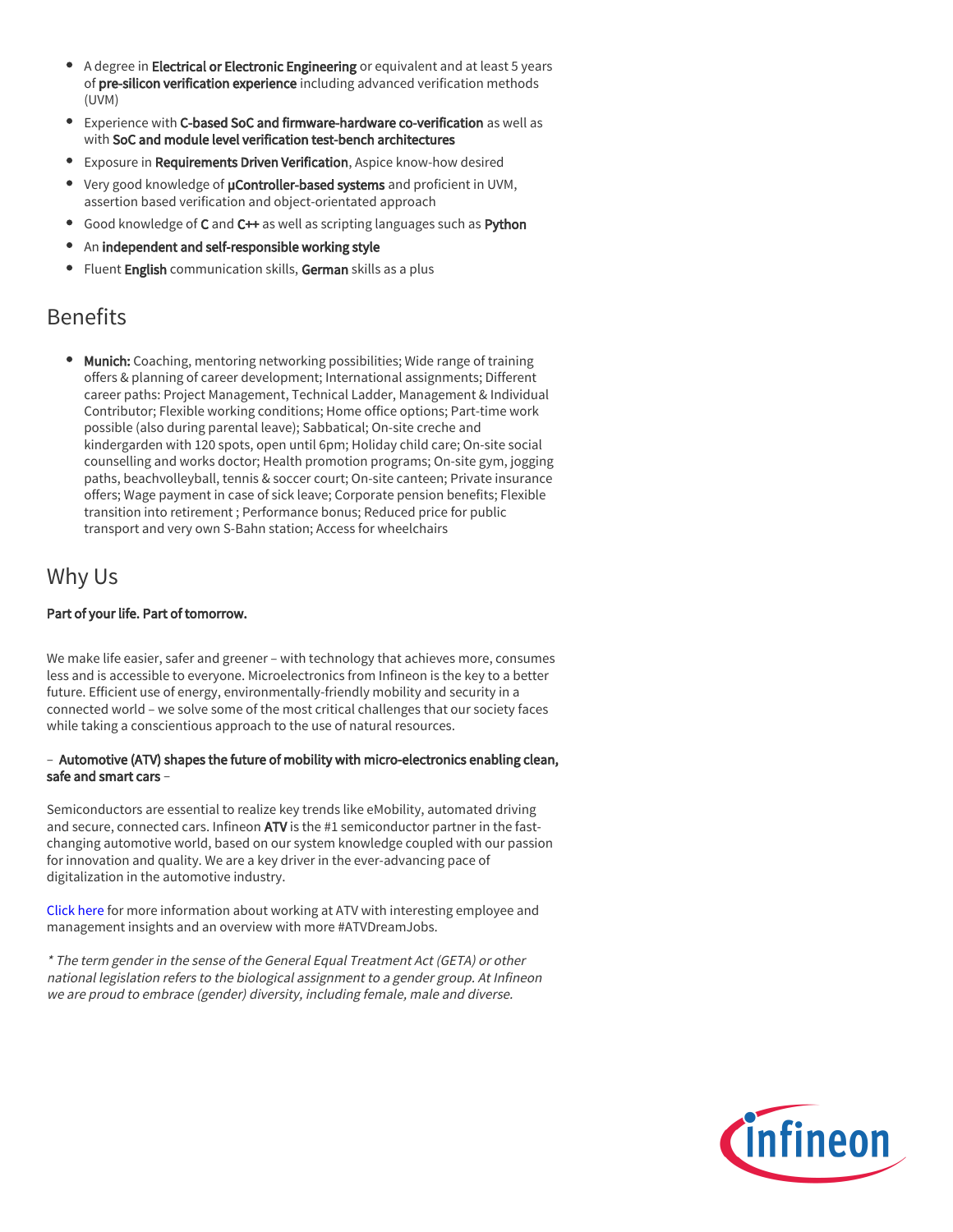- A degree in **Electrical or Electronic Engineering** or equivalent and at least 5 years of **pre-silicon verification experience** including advanced verification methods (UVM)
- Experience with **C-based SoC and firmware-hardware co-verification** as well as with **SoC and module level verification test-bench architectures**
- Exposure in **Requirements Driven Verification**, Aspice know-how desired
- Very good knowledge of **µController-based systems** and proficient in UVM, assertion based verification and object-orientated approach
- Good knowledge of **C** and **C++** as well as scripting languages such as **Python**
- An **independent and self-responsible working style**
- Fluent **English** communication skills, **German** skills as a plus

## Benefits

- **Munich:** Coaching, mentoring networking possibilities; Wide range of training offers & planning of career development; International assignments; Different career paths: Project Management, Technical Ladder, Management & Individual Contributor; Flexible working conditions; Home office options; Part-time work possible (also during parental leave); Sabbatical; On-site creche and kindergarden with 120 spots, open until 6pm; Holiday child care; On-site social counselling and works doctor; Health promotion programs; On-site gym, jogging paths, beachvolleyball, tennis & soccer court; On-site canteen; Private insurance offers; Wage payment in case of sick leave; Corporate pension benefits; Flexible transition into retirement ; Performance bonus; Reduced price for public transport and very own S-Bahn station; Access for wheelchairs

## Why Us

**Part of your life. Part of tomorrow.**

We make life easier, safer and greener – with technology that achieves more, consumes less and is accessible to everyone. Microelectronics from Infineon is the key to a better future. Efficient use of energy, environmentally-friendly mobility and security in a connected world – we solve some of the most critical challenges that our society faces while taking a conscientious approach to the use of natural resources.

– **Automotive (ATV) shapes the future of mobility with micro-electronics enabling clean, safe and smart cars** –

Semiconductors are essential to realize key trends like eMobility, automated driving and secure, connected cars. Infineon **ATV** is the #1 semiconductor partner in the fast-changing automotive world, based on our system knowledge coupled with our passion for innovation and quality. We are a key driver in the ever-advancing pace of digitalization in the automotive industry.

Click here for more information about working at ATV with interesting employee and management insights and an overview with more #ATVDreamJobs.

*\* The term gender in the sense of the General Equal Treatment Act (GETA) or other national legislation refers to the biological assignment to a gender group. At Infineon we are proud to embrace (gender) diversity, including female, male and diverse.*

Infineon